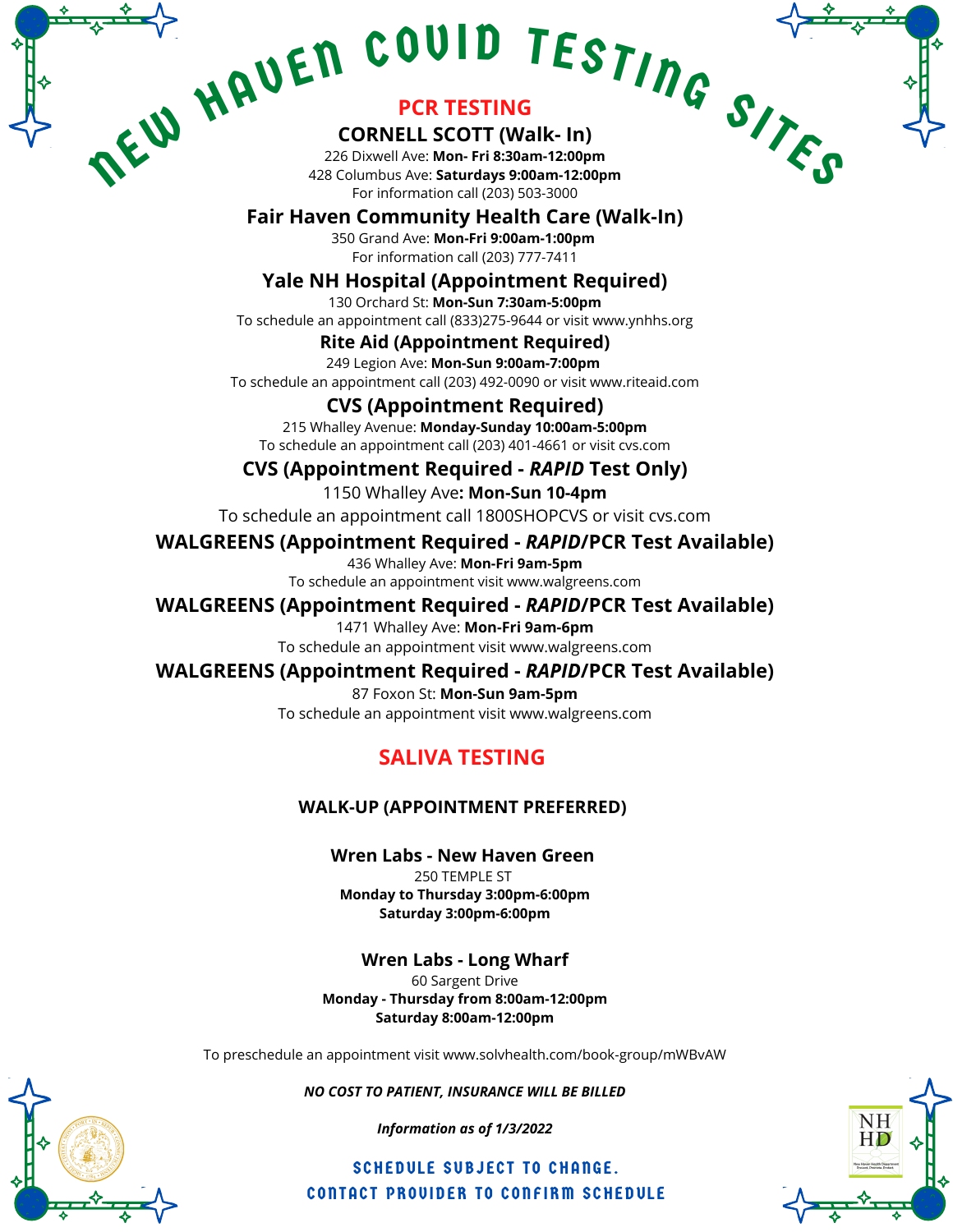# NEW HAVEN COVID TESTING SITES

## PCR TESTING

### CORNELL SCOTT (Walk- In)

226 Dixwell Ave: **Mon- Fri 8:30am-12:00pm**
428 Columbus Ave: **Saturdays 9:00am-12:00pm**
For information call (203) 503-3000

### Fair Haven Community Health Care (Walk-In)

350 Grand Ave: **Mon-Fri 9:00am-1:00pm**
For information call (203) 777-7411

### Yale NH Hospital (Appointment Required)

130 Orchard St: **Mon-Sun 7:30am-5:00pm**
To schedule an appointment call (833)275-9644 or visit www.ynhhs.org

### Rite Aid (Appointment Required)

249 Legion Ave: **Mon-Sun 9:00am-7:00pm**
To schedule an appointment call (203) 492-0090 or visit www.riteaid.com

### CVS (Appointment Required)

215 Whalley Avenue: **Monday-Sunday 10:00am-5:00pm**
To schedule an appointment call (203) 401-4661 or visit cvs.com

### CVS (Appointment Required - *RAPID* Test Only)

1150 Whalley Ave**: Mon-Sun 10-4pm**
To schedule an appointment call 1800SHOPCVS or visit cvs.com

### WALGREENS (Appointment Required - *RAPID*/PCR Test Available)

436 Whalley Ave: **Mon-Fri 9am-5pm**
To schedule an appointment visit www.walgreens.com

### WALGREENS (Appointment Required - *RAPID*/PCR Test Available)

1471 Whalley Ave: **Mon-Fri 9am-6pm**
To schedule an appointment visit www.walgreens.com

### WALGREENS (Appointment Required - *RAPID*/PCR Test Available)

87 Foxon St: **Mon-Sun 9am-5pm**
To schedule an appointment visit www.walgreens.com

## SALIVA TESTING

**WALK-UP (APPOINTMENT PREFERRED)**

### Wren Labs - New Haven Green

250 TEMPLE ST
**Monday to Thursday 3:00pm-6:00pm**
**Saturday 3:00pm-6:00pm**

### Wren Labs - Long Wharf

60 Sargent Drive
**Monday - Thursday from 8:00am-12:00pm**
**Saturday 8:00am-12:00pm**

To preschedule an appointment visit www.solvhealth.com/book-group/mWBvAW

***NO COST TO PATIENT, INSURANCE WILL BE BILLED***

***Information as of 1/3/2022***

SCHEDULE SUBJECT TO CHANGE.
CONTACT PROVIDER TO CONFIRM SCHEDULE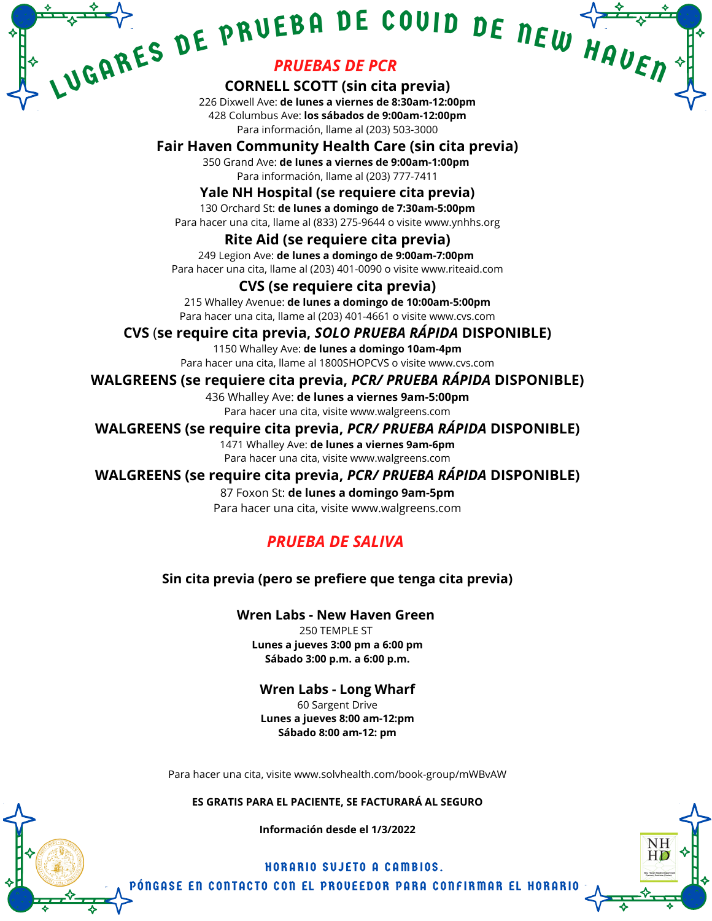# LUGARES DE PRUEBA DE COVID DE NEW HAVEN

## *PRUEBAS DE PCR*

### CORNELL SCOTT (sin cita previa)

226 Dixwell Ave: **de lunes a viernes de 8:30am-12:00pm**
428 Columbus Ave: **los sábados de 9:00am-12:00pm**
Para información, llame al (203) 503-3000

### Fair Haven Community Health Care (sin cita previa)

350 Grand Ave: **de lunes a viernes de 9:00am-1:00pm**
Para información, llame al (203) 777-7411

### Yale NH Hospital (se requiere cita previa)

130 Orchard St: **de lunes a domingo de 7:30am-5:00pm**
Para hacer una cita, llame al (833) 275-9644 o visite www.ynhhs.org

### Rite Aid (se requiere cita previa)

249 Legion Ave: **de lunes a domingo de 9:00am-7:00pm**
Para hacer una cita, llame al (203) 401-0090 o visite www.riteaid.com

### CVS (se requiere cita previa)

215 Whalley Avenue: **de lunes a domingo de 10:00am-5:00pm**
Para hacer una cita, llame al (203) 401-4661 o visite www.cvs.com

### CVS (se require cita previa, *SOLO PRUEBA RÁPIDA* DISPONIBLE)

1150 Whalley Ave: **de lunes a domingo 10am-4pm**
Para hacer una cita, llame al 1800SHOPCVS o visite www.cvs.com

### WALGREENS (se requiere cita previa, *PCR/ PRUEBA RÁPIDA* DISPONIBLE)

436 Whalley Ave: **de lunes a viernes 9am-5:00pm**
Para hacer una cita, visite www.walgreens.com

### WALGREENS (se require cita previa, *PCR/ PRUEBA RÁPIDA* DISPONIBLE)

1471 Whalley Ave: **de lunes a viernes 9am-6pm**
Para hacer una cita, visite www.walgreens.com

### WALGREENS (se require cita previa, *PCR/ PRUEBA RÁPIDA* DISPONIBLE)

87 Foxon St: **de lunes a domingo 9am-5pm**
Para hacer una cita, visite www.walgreens.com

## *PRUEBA DE SALIVA*

**Sin cita previa (pero se prefiere que tenga cita previa)**

### Wren Labs - New Haven Green

250 TEMPLE ST
**Lunes a jueves 3:00 pm a 6:00 pm**
**Sábado 3:00 p.m. a 6:00 p.m.**

### Wren Labs - Long Wharf

60 Sargent Drive
**Lunes a jueves 8:00 am-12:pm**
**Sábado 8:00 am-12: pm**

Para hacer una cita, visite www.solvhealth.com/book-group/mWBvAW

**ES GRATIS PARA EL PACIENTE, SE FACTURARÁ AL SEGURO**

**Información desde el 1/3/2022**

HORARIO SUJETO A CAMBIOS.
PÓNGASE EN CONTACTO CON EL PROVEEDOR PARA CONFIRMAR EL HORARIO